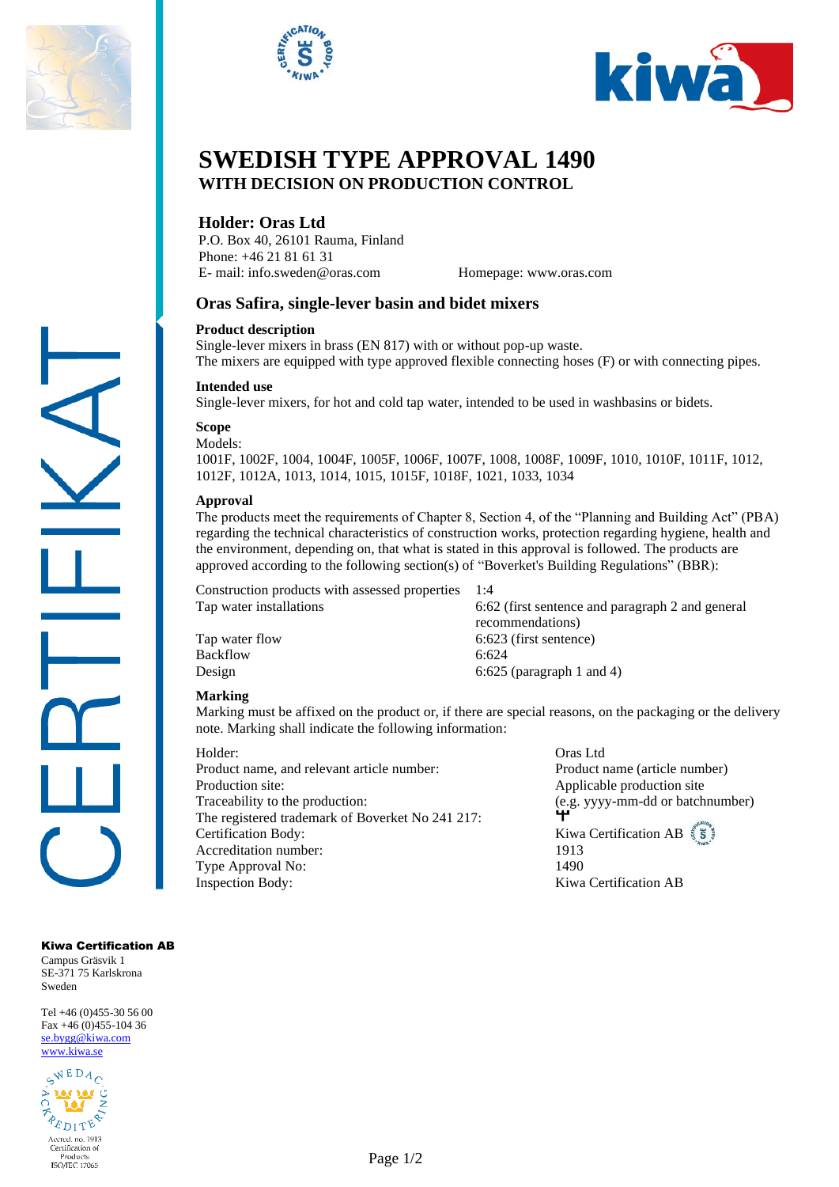# SWEDISH TYPE APPROVAL 1490

## WITH DECISION ON PRODUCTION CONTROL

### Holder: Oras Ltd

P.O. Box 40, 26101 Rauma, Finland
Phone: +46 21 81 61 31
E- mail: info.sweden@oras.com Homepage: www.oras.com

## Oras Safira, single-lever basin and bidet mixers

**Product description**

Single-lever mixers in brass (EN 817) with or without pop-up waste.
The mixers are equipped with type approved flexible connecting hoses (F) or with connecting pipes.

**Intended use**

Single-lever mixers, for hot and cold tap water, intended to be used in washbasins or bidets.

**Scope**

Models:
1001F, 1002F, 1004, 1004F, 1005F, 1006F, 1007F, 1008, 1008F, 1009F, 1010, 1010F, 1011F, 1012, 1012F, 1012A, 1013, 1014, 1015, 1015F, 1018F, 1021, 1033, 1034

**Approval**

The products meet the requirements of Chapter 8, Section 4, of the "Planning and Building Act" (PBA) regarding the technical characteristics of construction works, protection regarding hygiene, health and the environment, depending on, that what is stated in this approval is followed. The products are approved according to the following section(s) of "Boverket's Building Regulations" (BBR):

| | |
|---|---|
| Construction products with assessed properties | 1:4 |
| Tap water installations | 6:62 (first sentence and paragraph 2 and general recommendations) |
| Tap water flow | 6:623 (first sentence) |
| Backflow | 6:624 |
| Design | 6:625 (paragraph 1 and 4) |

**Marking**

Marking must be affixed on the product or, if there are special reasons, on the packaging or the delivery note. Marking shall indicate the following information:

| | |
|---|---|
| Holder: | Oras Ltd |
| Product name, and relevant article number: | Product name (article number) |
| Production site: | Applicable production site |
| Traceability to the production: | (e.g. yyyy-mm-dd or batchnumber) |
| The registered trademark of Boverket No 241 217: | |
| Certification Body: | Kiwa Certification AB |
| Accreditation number: | 1913 |
| Type Approval No: | 1490 |
| Inspection Body: | Kiwa Certification AB |

CERTIFIKAT

**Kiwa Certification AB**
Campus Gräsvik 1
SE-371 75 Karlskrona
Sweden

Tel +46 (0)455-30 56 00
Fax +46 (0)455-104 36
se.bygg@kiwa.com
www.kiwa.se

SWEDAC ACKREDITERING
Accred. no. 1913
Certification of Products
ISO/IEC 17065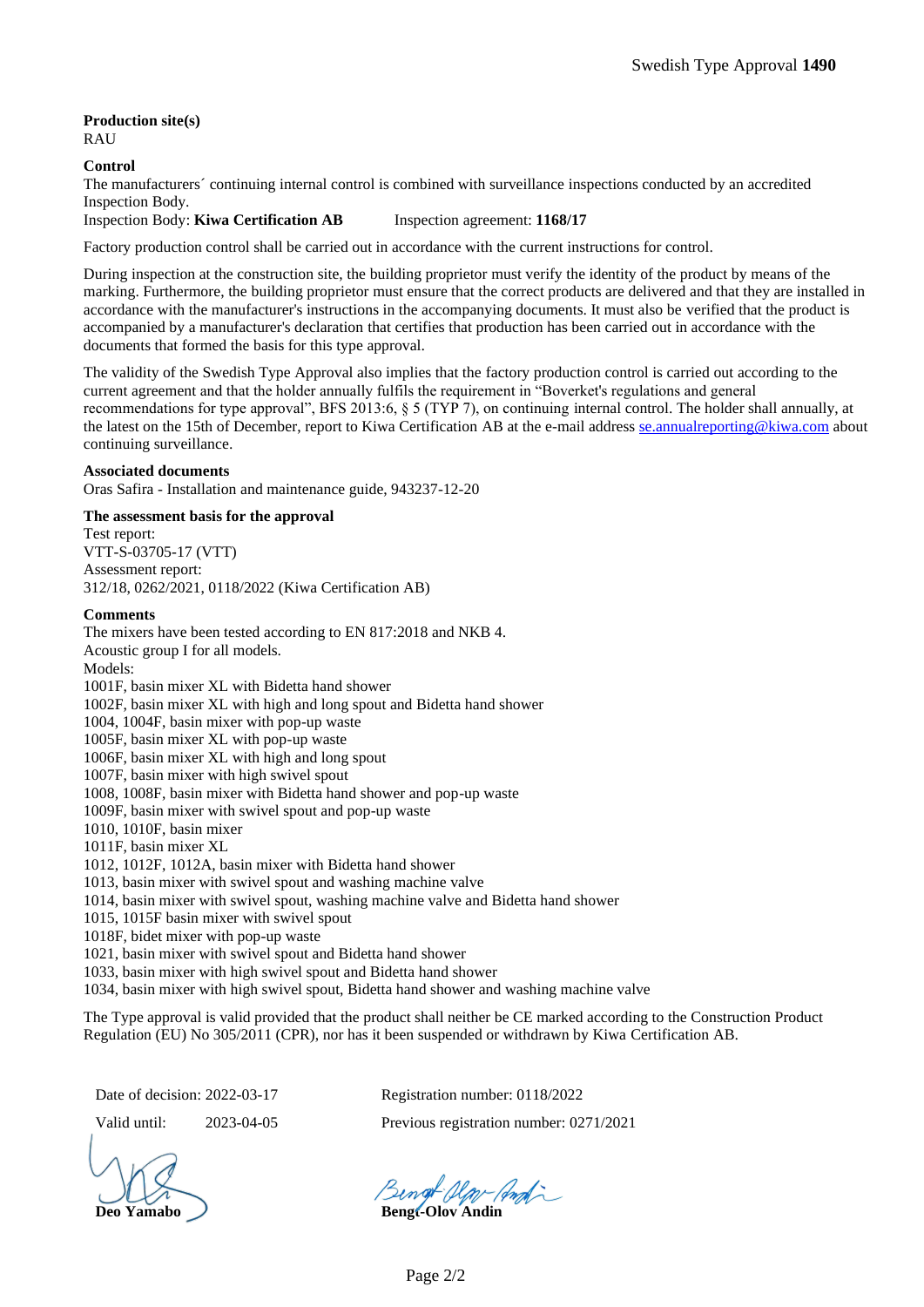Swedish Type Approval **1490**

**Production site(s)**
RAU

**Control**
The manufacturers´ continuing internal control is combined with surveillance inspections conducted by an accredited Inspection Body.
Inspection Body: **Kiwa Certification AB** Inspection agreement: **1168/17**

Factory production control shall be carried out in accordance with the current instructions for control.

During inspection at the construction site, the building proprietor must verify the identity of the product by means of the marking. Furthermore, the building proprietor must ensure that the correct products are delivered and that they are installed in accordance with the manufacturer's instructions in the accompanying documents. It must also be verified that the product is accompanied by a manufacturer's declaration that certifies that production has been carried out in accordance with the documents that formed the basis for this type approval.

The validity of the Swedish Type Approval also implies that the factory production control is carried out according to the current agreement and that the holder annually fulfils the requirement in "Boverket's regulations and general recommendations for type approval", BFS 2013:6, § 5 (TYP 7), on continuing internal control. The holder shall annually, at the latest on the 15th of December, report to Kiwa Certification AB at the e-mail address se.annualreporting@kiwa.com about continuing surveillance.

**Associated documents**
Oras Safira - Installation and maintenance guide, 943237-12-20

**The assessment basis for the approval**
Test report:
VTT-S-03705-17 (VTT)
Assessment report:
312/18, 0262/2021, 0118/2022 (Kiwa Certification AB)

**Comments**
The mixers have been tested according to EN 817:2018 and NKB 4.
Acoustic group I for all models.
Models:
1001F, basin mixer XL with Bidetta hand shower
1002F, basin mixer XL with high and long spout and Bidetta hand shower
1004, 1004F, basin mixer with pop-up waste
1005F, basin mixer XL with pop-up waste
1006F, basin mixer XL with high and long spout
1007F, basin mixer with high swivel spout
1008, 1008F, basin mixer with Bidetta hand shower and pop-up waste
1009F, basin mixer with swivel spout and pop-up waste
1010, 1010F, basin mixer
1011F, basin mixer XL
1012, 1012F, 1012A, basin mixer with Bidetta hand shower
1013, basin mixer with swivel spout and washing machine valve
1014, basin mixer with swivel spout, washing machine valve and Bidetta hand shower
1015, 1015F basin mixer with swivel spout
1018F, bidet mixer with pop-up waste
1021, basin mixer with swivel spout and Bidetta hand shower
1033, basin mixer with high swivel spout and Bidetta hand shower
1034, basin mixer with high swivel spout, Bidetta hand shower and washing machine valve

The Type approval is valid provided that the product shall neither be CE marked according to the Construction Product Regulation (EU) No 305/2011 (CPR), nor has it been suspended or withdrawn by Kiwa Certification AB.

Date of decision: 2022-03-17
Valid until: 2023-04-05

Registration number: 0118/2022
Previous registration number: 0271/2021

**Deo Yamabo**

**Bengt-Olov Andin**